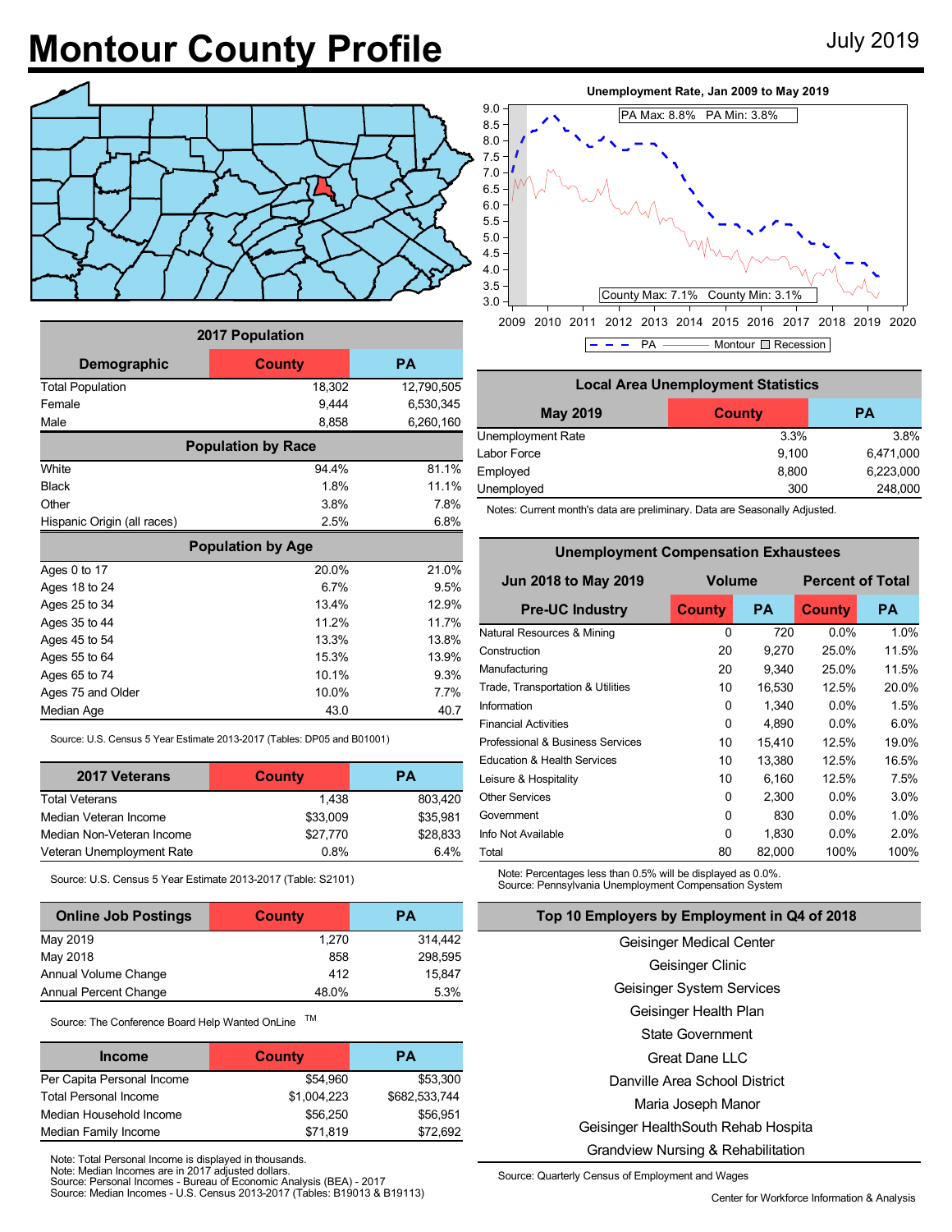# Montour County Profile

July 2019

| 2017 Population | | |
|---|---|---|
| **Demographic** | **County** | **PA** |
| Total Population | 18,302 | 12,790,505 |
| Female | 9,444 | 6,530,345 |
| Male | 8,858 | 6,260,160 |
| **Population by Race** | | |
| White | 94.4% | 81.1% |
| Black | 1.8% | 11.1% |
| Other | 3.8% | 7.8% |
| Hispanic Origin (all races) | 2.5% | 6.8% |
| **Population by Age** | | |
| Ages 0 to 17 | 20.0% | 21.0% |
| Ages 18 to 24 | 6.7% | 9.5% |
| Ages 25 to 34 | 13.4% | 12.9% |
| Ages 35 to 44 | 11.2% | 11.7% |
| Ages 45 to 54 | 13.3% | 13.8% |
| Ages 55 to 64 | 15.3% | 13.9% |
| Ages 65 to 74 | 10.1% | 9.3% |
| Ages 75 and Older | 10.0% | 7.7% |
| Median Age | 43.0 | 40.7 |

Source: U.S. Census 5 Year Estimate 2013-2017 (Tables: DP05 and B01001)

| 2017 Veterans | County | PA |
|---|---|---|
| Total Veterans | 1,438 | 803,420 |
| Median Veteran Income | $33,009 | $35,981 |
| Median Non-Veteran Income | $27,770 | $28,833 |
| Veteran Unemployment Rate | 0.8% | 6.4% |

Source: U.S. Census 5 Year Estimate 2013-2017 (Table: S2101)

| Online Job Postings | County | PA |
|---|---|---|
| May 2019 | 1,270 | 314,442 |
| May 2018 | 858 | 298,595 |
| Annual Volume Change | 412 | 15,847 |
| Annual Percent Change | 48.0% | 5.3% |

Source: The Conference Board Help Wanted OnLine TM

| Income | County | PA |
|---|---|---|
| Per Capita Personal Income | $54,960 | $53,300 |
| Total Personal Income | $1,004,223 | $682,533,744 |
| Median Household Income | $56,250 | $56,951 |
| Median Family Income | $71,819 | $72,692 |

Note: Total Personal Income is displayed in thousands.
Note: Median Incomes are in 2017 adjusted dollars.
Source: Personal Incomes - Bureau of Economic Analysis (BEA) - 2017
Source: Median Incomes - U.S. Census 2013-2017 (Tables: B19013 & B19113)

**Unemployment Rate, Jan 2009 to May 2019**

PA Max: 8.8% PA Min: 3.8%
County Max: 7.1% County Min: 3.1%

Legend: PA, Montour, Recession

| Local Area Unemployment Statistics | | |
|---|---|---|
| **May 2019** | **County** | **PA** |
| Unemployment Rate | 3.3% | 3.8% |
| Labor Force | 9,100 | 6,471,000 |
| Employed | 8,800 | 6,223,000 |
| Unemployed | 300 | 248,000 |

Notes: Current month's data are preliminary. Data are Seasonally Adjusted.

| Unemployment Compensation Exhaustees | | | | |
|---|---|---|---|---|
| **Jun 2018 to May 2019** | **Volume** | | **Percent of Total** | |
| **Pre-UC Industry** | **County** | **PA** | **County** | **PA** |
| Natural Resources & Mining | 0 | 720 | 0.0% | 1.0% |
| Construction | 20 | 9,270 | 25.0% | 11.5% |
| Manufacturing | 20 | 9,340 | 25.0% | 11.5% |
| Trade, Transportation & Utilities | 10 | 16,530 | 12.5% | 20.0% |
| Information | 0 | 1,340 | 0.0% | 1.5% |
| Financial Activities | 0 | 4,890 | 0.0% | 6.0% |
| Professional & Business Services | 10 | 15,410 | 12.5% | 19.0% |
| Education & Health Services | 10 | 13,380 | 12.5% | 16.5% |
| Leisure & Hospitality | 10 | 6,160 | 12.5% | 7.5% |
| Other Services | 0 | 2,300 | 0.0% | 3.0% |
| Government | 0 | 830 | 0.0% | 1.0% |
| Info Not Available | 0 | 1,830 | 0.0% | 2.0% |
| Total | 80 | 82,000 | 100% | 100% |

Note: Percentages less than 0.5% will be displayed as 0.0%.
Source: Pennsylvania Unemployment Compensation System

**Top 10 Employers by Employment in Q4 of 2018**

Geisinger Medical Center
Geisinger Clinic
Geisinger System Services
Geisinger Health Plan
State Government
Great Dane LLC
Danville Area School District
Maria Joseph Manor
Geisinger HealthSouth Rehab Hospita
Grandview Nursing & Rehabilitation

Source: Quarterly Census of Employment and Wages

Center for Workforce Information & Analysis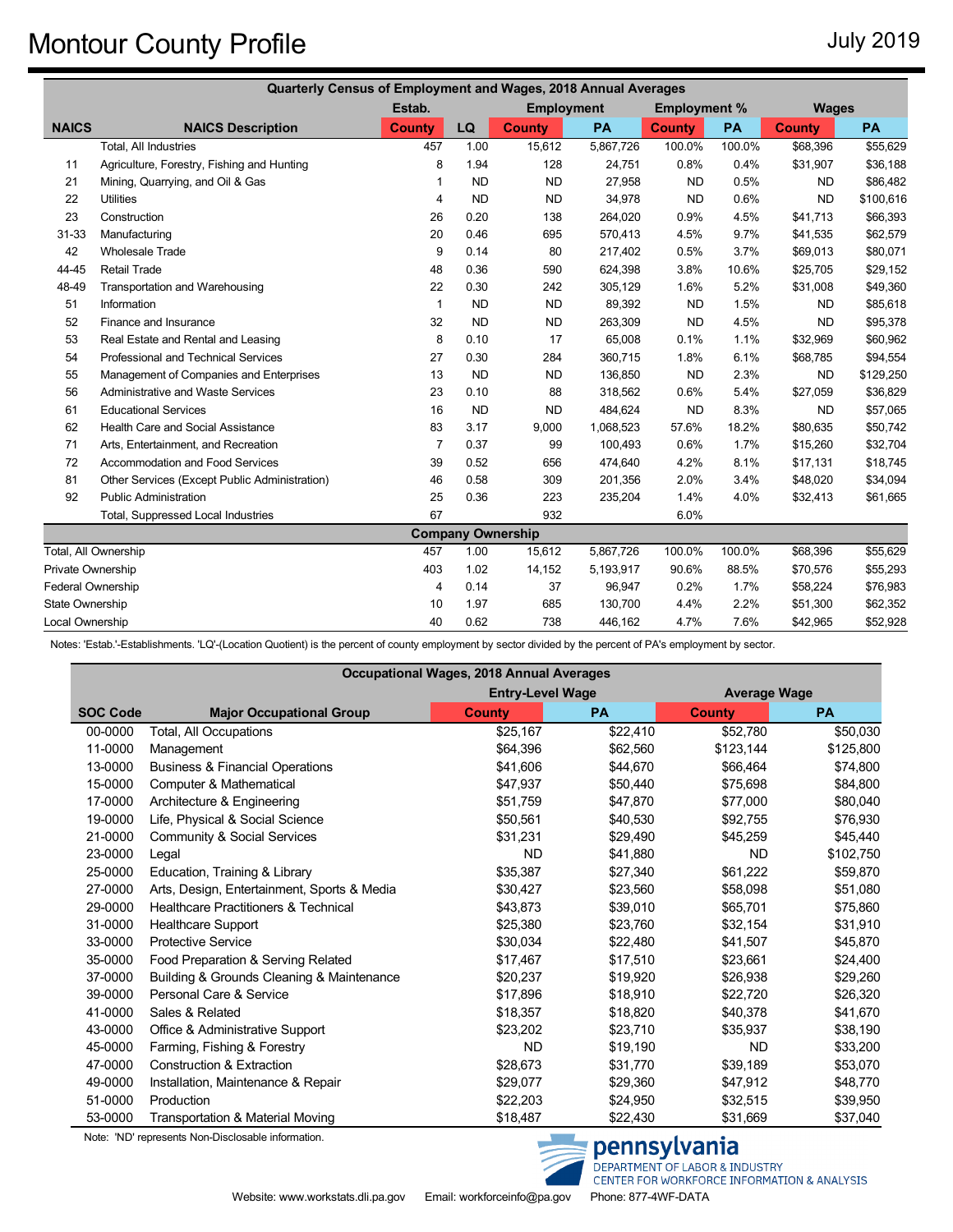# Montour County Profile

July 2019

| Quarterly Census of Employment and Wages, 2018 Annual Averages | | | | | | | | | |
|---|---|---|---|---|---|---|---|---|---|
| | | Estab. | | Employment | | Employment % | | Wages | |
| NAICS | NAICS Description | County | LQ | County | PA | County | PA | County | PA |
| | Total, All Industries | 457 | 1.00 | 15,612 | 5,867,726 | 100.0% | 100.0% | $68,396 | $55,629 |
| 11 | Agriculture, Forestry, Fishing and Hunting | 8 | 1.94 | 128 | 24,751 | 0.8% | 0.4% | $31,907 | $36,188 |
| 21 | Mining, Quarrying, and Oil & Gas | 1 | ND | ND | 27,958 | ND | 0.5% | ND | $86,482 |
| 22 | Utilities | 4 | ND | ND | 34,978 | ND | 0.6% | ND | $100,616 |
| 23 | Construction | 26 | 0.20 | 138 | 264,020 | 0.9% | 4.5% | $41,713 | $66,393 |
| 31-33 | Manufacturing | 20 | 0.46 | 695 | 570,413 | 4.5% | 9.7% | $41,535 | $62,579 |
| 42 | Wholesale Trade | 9 | 0.14 | 80 | 217,402 | 0.5% | 3.7% | $69,013 | $80,071 |
| 44-45 | Retail Trade | 48 | 0.36 | 590 | 624,398 | 3.8% | 10.6% | $25,705 | $29,152 |
| 48-49 | Transportation and Warehousing | 22 | 0.30 | 242 | 305,129 | 1.6% | 5.2% | $31,008 | $49,360 |
| 51 | Information | 1 | ND | ND | 89,392 | ND | 1.5% | ND | $85,618 |
| 52 | Finance and Insurance | 32 | ND | ND | 263,309 | ND | 4.5% | ND | $95,378 |
| 53 | Real Estate and Rental and Leasing | 8 | 0.10 | 17 | 65,008 | 0.1% | 1.1% | $32,969 | $60,962 |
| 54 | Professional and Technical Services | 27 | 0.30 | 284 | 360,715 | 1.8% | 6.1% | $68,785 | $94,554 |
| 55 | Management of Companies and Enterprises | 13 | ND | ND | 136,850 | ND | 2.3% | ND | $129,250 |
| 56 | Administrative and Waste Services | 23 | 0.10 | 88 | 318,562 | 0.6% | 5.4% | $27,059 | $36,829 |
| 61 | Educational Services | 16 | ND | ND | 484,624 | ND | 8.3% | ND | $57,065 |
| 62 | Health Care and Social Assistance | 83 | 3.17 | 9,000 | 1,068,523 | 57.6% | 18.2% | $80,635 | $50,742 |
| 71 | Arts, Entertainment, and Recreation | 7 | 0.37 | 99 | 100,493 | 0.6% | 1.7% | $15,260 | $32,704 |
| 72 | Accommodation and Food Services | 39 | 0.52 | 656 | 474,640 | 4.2% | 8.1% | $17,131 | $18,745 |
| 81 | Other Services (Except Public Administration) | 46 | 0.58 | 309 | 201,356 | 2.0% | 3.4% | $48,020 | $34,094 |
| 92 | Public Administration | 25 | 0.36 | 223 | 235,204 | 1.4% | 4.0% | $32,413 | $61,665 |
| | Total, Suppressed Local Industries | 67 | | 932 | | 6.0% | | | |
| Company Ownership | | | | | | | | | |
| Total, All Ownership | | 457 | 1.00 | 15,612 | 5,867,726 | 100.0% | 100.0% | $68,396 | $55,629 |
| Private Ownership | | 403 | 1.02 | 14,152 | 5,193,917 | 90.6% | 88.5% | $70,576 | $55,293 |
| Federal Ownership | | 4 | 0.14 | 37 | 96,947 | 0.2% | 1.7% | $58,224 | $76,983 |
| State Ownership | | 10 | 1.97 | 685 | 130,700 | 4.4% | 2.2% | $51,300 | $62,352 |
| Local Ownership | | 40 | 0.62 | 738 | 446,162 | 4.7% | 7.6% | $42,965 | $52,928 |

Notes: 'Estab.'-Establishments. 'LQ'-(Location Quotient) is the percent of county employment by sector divided by the percent of PA's employment by sector.

| Occupational Wages, 2018 Annual Averages | | | | | |
|---|---|---|---|---|---|
| | | Entry-Level Wage | | Average Wage | |
| SOC Code | Major Occupational Group | County | PA | County | PA |
| 00-0000 | Total, All Occupations | $25,167 | $22,410 | $52,780 | $50,030 |
| 11-0000 | Management | $64,396 | $62,560 | $123,144 | $125,800 |
| 13-0000 | Business & Financial Operations | $41,606 | $44,670 | $66,464 | $74,800 |
| 15-0000 | Computer & Mathematical | $47,937 | $50,440 | $75,698 | $84,800 |
| 17-0000 | Architecture & Engineering | $51,759 | $47,870 | $77,000 | $80,040 |
| 19-0000 | Life, Physical & Social Science | $50,561 | $40,530 | $92,755 | $76,930 |
| 21-0000 | Community & Social Services | $31,231 | $29,490 | $45,259 | $45,440 |
| 23-0000 | Legal | ND | $41,880 | ND | $102,750 |
| 25-0000 | Education, Training & Library | $35,387 | $27,340 | $61,222 | $59,870 |
| 27-0000 | Arts, Design, Entertainment, Sports & Media | $30,427 | $23,560 | $58,098 | $51,080 |
| 29-0000 | Healthcare Practitioners & Technical | $43,873 | $39,010 | $65,701 | $75,860 |
| 31-0000 | Healthcare Support | $25,380 | $23,760 | $32,154 | $31,910 |
| 33-0000 | Protective Service | $30,034 | $22,480 | $41,507 | $45,870 |
| 35-0000 | Food Preparation & Serving Related | $17,467 | $17,510 | $23,661 | $24,400 |
| 37-0000 | Building & Grounds Cleaning & Maintenance | $20,237 | $19,920 | $26,938 | $29,260 |
| 39-0000 | Personal Care & Service | $17,896 | $18,910 | $22,720 | $26,320 |
| 41-0000 | Sales & Related | $18,357 | $18,820 | $40,378 | $41,670 |
| 43-0000 | Office & Administrative Support | $23,202 | $23,710 | $35,937 | $38,190 |
| 45-0000 | Farming, Fishing & Forestry | ND | $19,190 | ND | $33,200 |
| 47-0000 | Construction & Extraction | $28,673 | $31,770 | $39,189 | $53,070 |
| 49-0000 | Installation, Maintenance & Repair | $29,077 | $29,360 | $47,912 | $48,770 |
| 51-0000 | Production | $22,203 | $24,950 | $32,515 | $39,950 |
| 53-0000 | Transportation & Material Moving | $18,487 | $22,430 | $31,669 | $37,040 |

Note: 'ND' represents Non-Disclosable information.

pennsylvania
DEPARTMENT OF LABOR & INDUSTRY
CENTER FOR WORKFORCE INFORMATION & ANALYSIS

Website: www.workstats.dli.pa.gov Email: workforceinfo@pa.gov Phone: 877-4WF-DATA